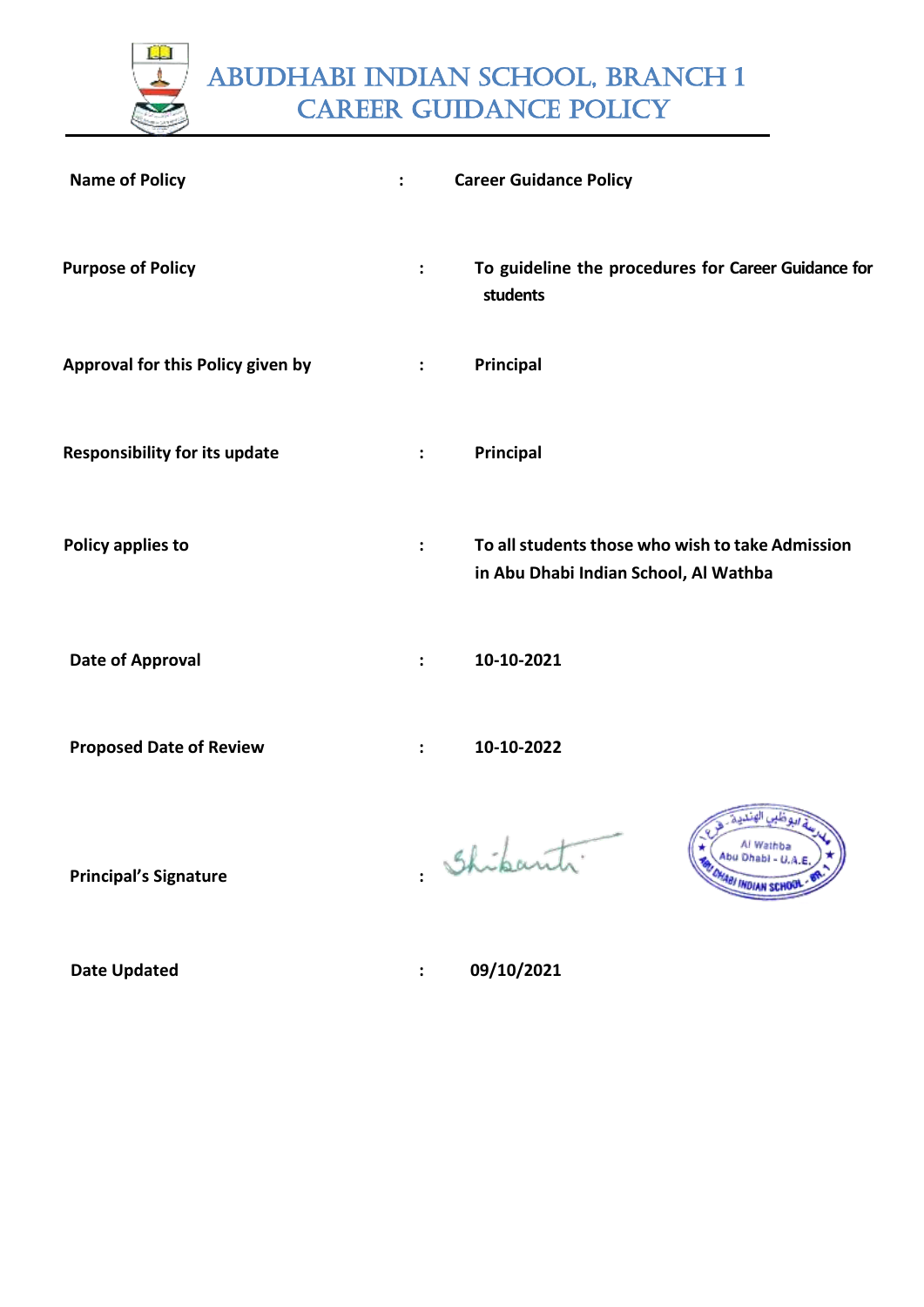# ABUDHABI INDIAN SCHOOL, BRANCH 1
# CAREER GUIDANCE POLICY

| | | |
|---|---|---|
| **Name of Policy** | : | **Career Guidance Policy** |
| **Purpose of Policy** | : | **To guideline the procedures for Career Guidance for students** |
| **Approval for this Policy given by** | : | **Principal** |
| **Responsibility for its update** | : | **Principal** |
| **Policy applies to** | : | **To all students those who wish to take Admission in Abu Dhabi Indian School, Al Wathba** |
| **Date of Approval** | : | **10-10-2021** |
| **Proposed Date of Review** | : | **10-10-2022** |
| **Principal's Signature** | : | Shikanth |
| **Date Updated** | : | **09/10/2021** |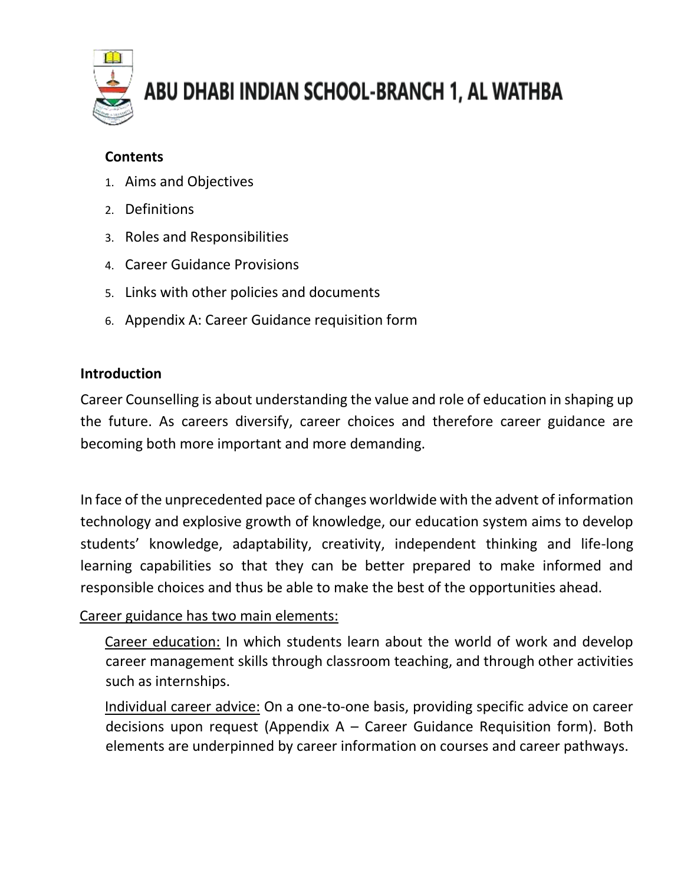# ABU DHABI INDIAN SCHOOL-BRANCH 1, AL WATHBA

**Contents**

1. Aims and Objectives
2. Definitions
3. Roles and Responsibilities
4. Career Guidance Provisions
5. Links with other policies and documents
6. Appendix A: Career Guidance requisition form

**Introduction**

Career Counselling is about understanding the value and role of education in shaping up the future. As careers diversify, career choices and therefore career guidance are becoming both more important and more demanding.

In face of the unprecedented pace of changes worldwide with the advent of information technology and explosive growth of knowledge, our education system aims to develop students' knowledge, adaptability, creativity, independent thinking and life-long learning capabilities so that they can be better prepared to make informed and responsible choices and thus be able to make the best of the opportunities ahead.

<u>Career guidance has two main elements:</u>

<u>Career education:</u> In which students learn about the world of work and develop career management skills through classroom teaching, and through other activities such as internships.

<u>Individual career advice:</u> On a one-to-one basis, providing specific advice on career decisions upon request (Appendix A – Career Guidance Requisition form). Both elements are underpinned by career information on courses and career pathways.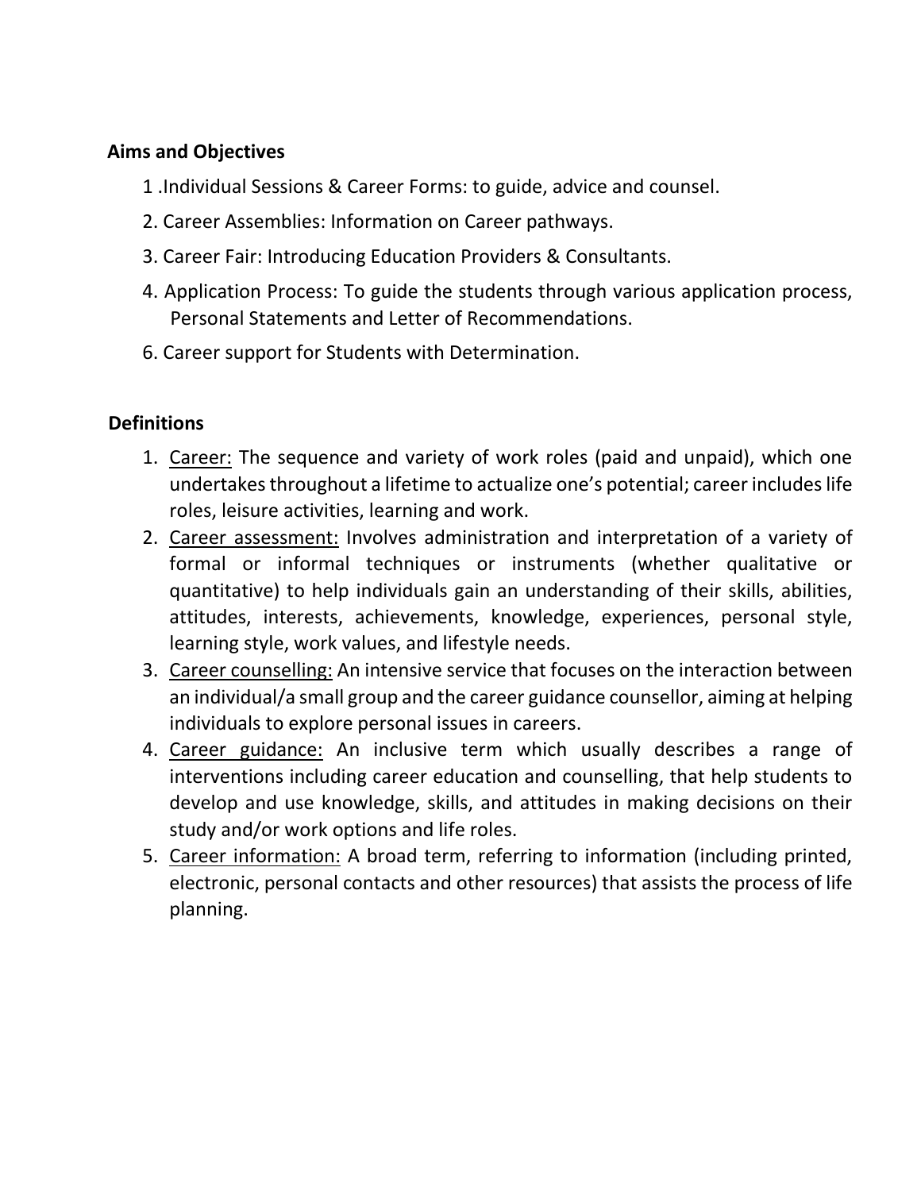## Aims and Objectives

1 .Individual Sessions & Career Forms: to guide, advice and counsel.

2. Career Assemblies: Information on Career pathways.

3. Career Fair: Introducing Education Providers & Consultants.

4. Application Process: To guide the students through various application process, Personal Statements and Letter of Recommendations.

6. Career support for Students with Determination.

## Definitions

1. <u>Career:</u> The sequence and variety of work roles (paid and unpaid), which one undertakes throughout a lifetime to actualize one's potential; career includes life roles, leisure activities, learning and work.
2. <u>Career assessment:</u> Involves administration and interpretation of a variety of formal or informal techniques or instruments (whether qualitative or quantitative) to help individuals gain an understanding of their skills, abilities, attitudes, interests, achievements, knowledge, experiences, personal style, learning style, work values, and lifestyle needs.
3. <u>Career counselling:</u> An intensive service that focuses on the interaction between an individual/a small group and the career guidance counsellor, aiming at helping individuals to explore personal issues in careers.
4. <u>Career guidance:</u> An inclusive term which usually describes a range of interventions including career education and counselling, that help students to develop and use knowledge, skills, and attitudes in making decisions on their study and/or work options and life roles.
5. <u>Career information:</u> A broad term, referring to information (including printed, electronic, personal contacts and other resources) that assists the process of life planning.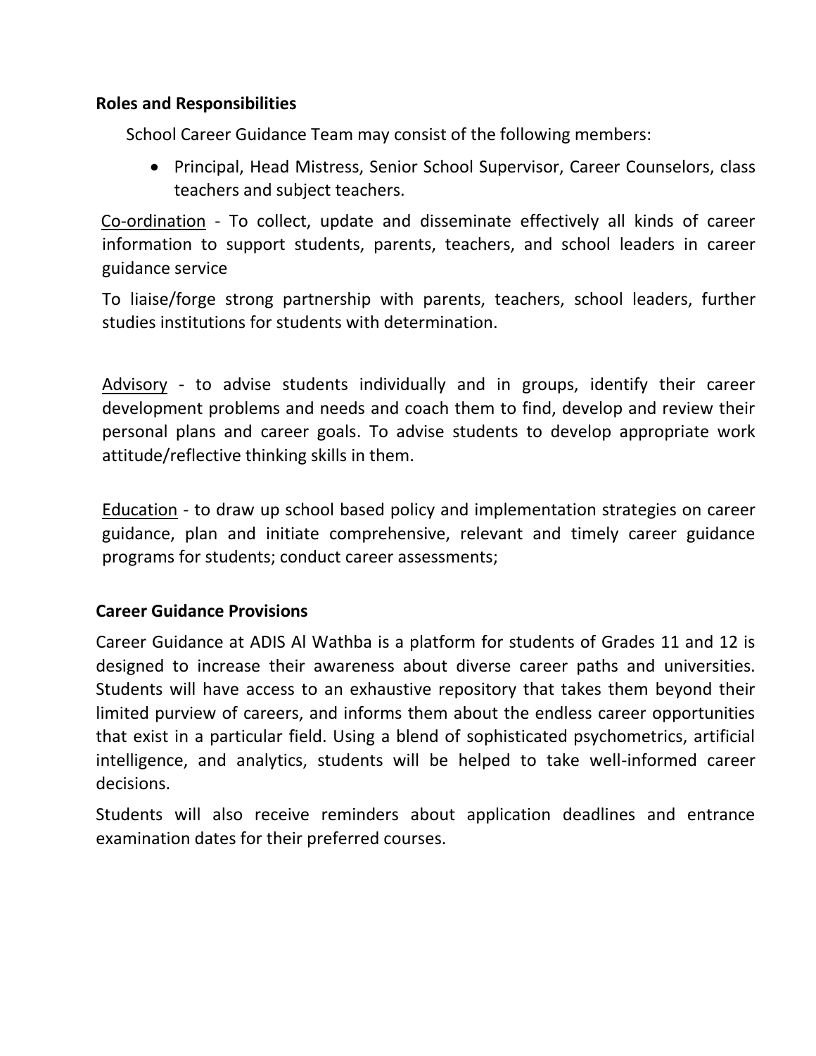**Roles and Responsibilities**

School Career Guidance Team may consist of the following members:

- Principal, Head Mistress, Senior School Supervisor, Career Counselors, class teachers and subject teachers.

<u>Co-ordination</u> - To collect, update and disseminate effectively all kinds of career information to support students, parents, teachers, and school leaders in career guidance service

To liaise/forge strong partnership with parents, teachers, school leaders, further studies institutions for students with determination.

<u>Advisory</u> - to advise students individually and in groups, identify their career development problems and needs and coach them to find, develop and review their personal plans and career goals. To advise students to develop appropriate work attitude/reflective thinking skills in them.

<u>Education</u> - to draw up school based policy and implementation strategies on career guidance, plan and initiate comprehensive, relevant and timely career guidance programs for students; conduct career assessments;

**Career Guidance Provisions**

Career Guidance at ADIS Al Wathba is a platform for students of Grades 11 and 12 is designed to increase their awareness about diverse career paths and universities. Students will have access to an exhaustive repository that takes them beyond their limited purview of careers, and informs them about the endless career opportunities that exist in a particular field. Using a blend of sophisticated psychometrics, artificial intelligence, and analytics, students will be helped to take well-informed career decisions.

Students will also receive reminders about application deadlines and entrance examination dates for their preferred courses.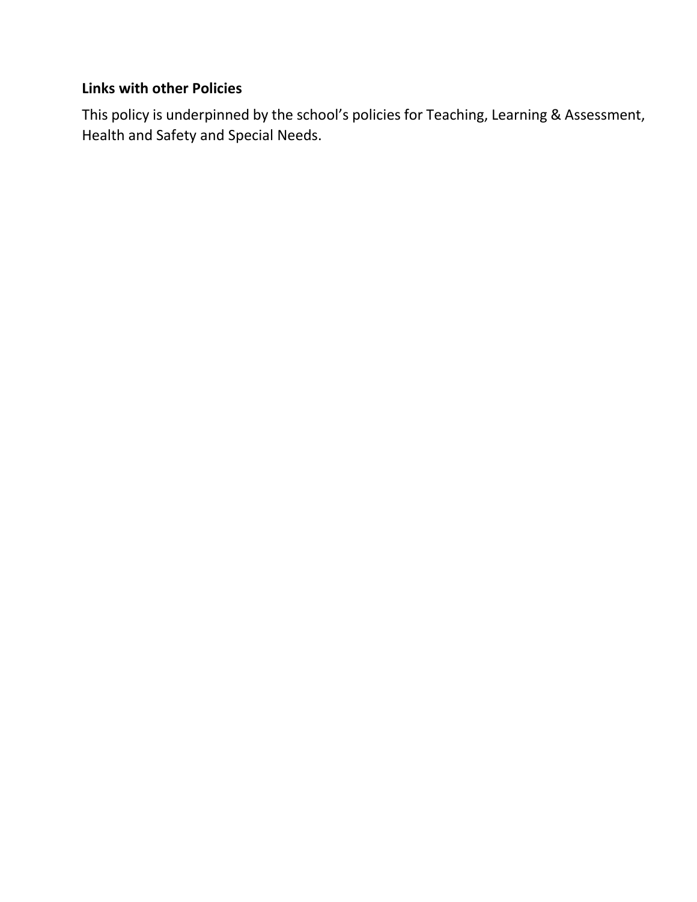**Links with other Policies**

This policy is underpinned by the school’s policies for Teaching, Learning & Assessment, Health and Safety and Special Needs.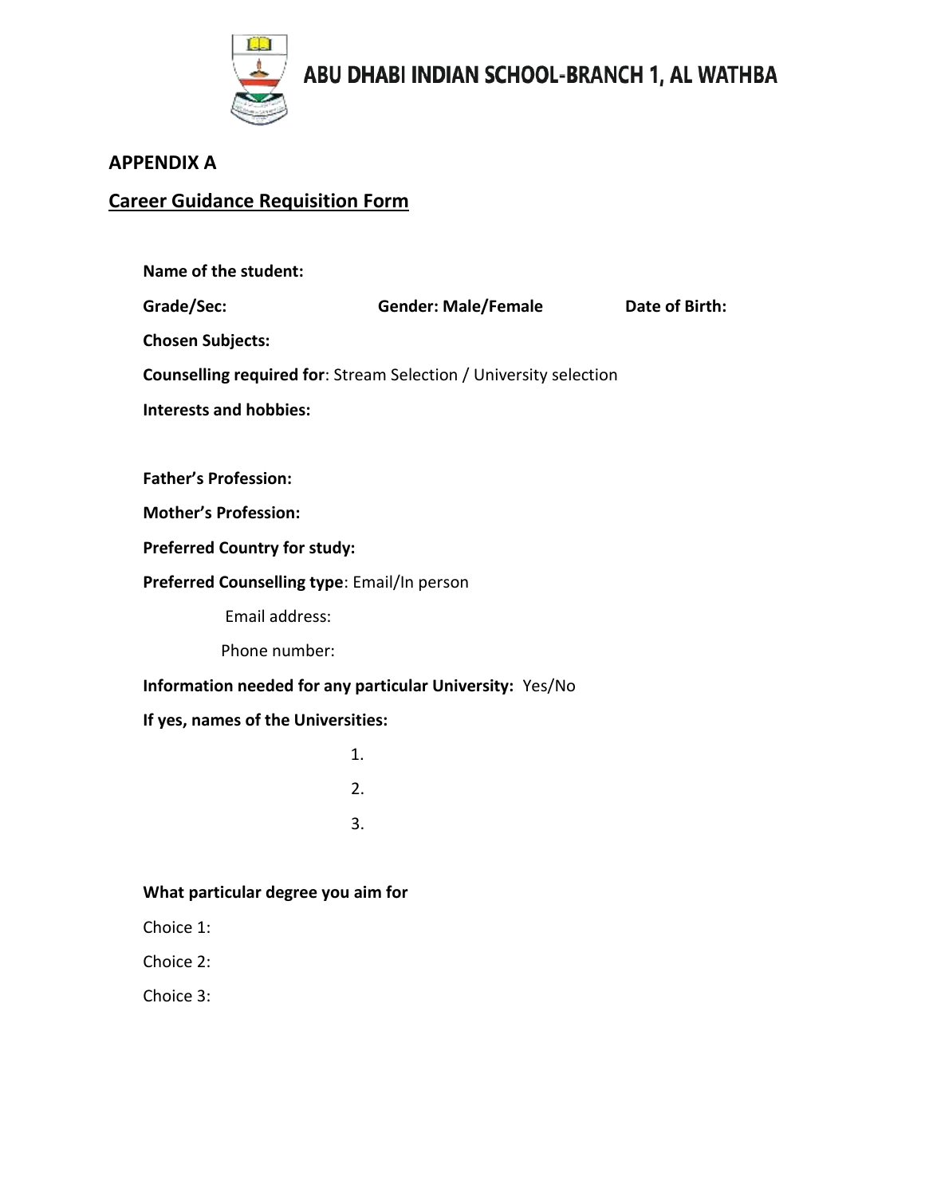# ABU DHABI INDIAN SCHOOL-BRANCH 1, AL WATHBA

## APPENDIX A

## Career Guidance Requisition Form

**Name of the student:**

**Grade/Sec:** **Gender: Male/Female** **Date of Birth:**

**Chosen Subjects:**

**Counselling required for**: Stream Selection / University selection

**Interests and hobbies:**

**Father's Profession:**

**Mother's Profession:**

**Preferred Country for study:**

**Preferred Counselling type**: Email/In person

Email address:

Phone number:

**Information needed for any particular University:** Yes/No

**If yes, names of the Universities:**

1.
2.
3.

**What particular degree you aim for**

Choice 1:

Choice 2:

Choice 3: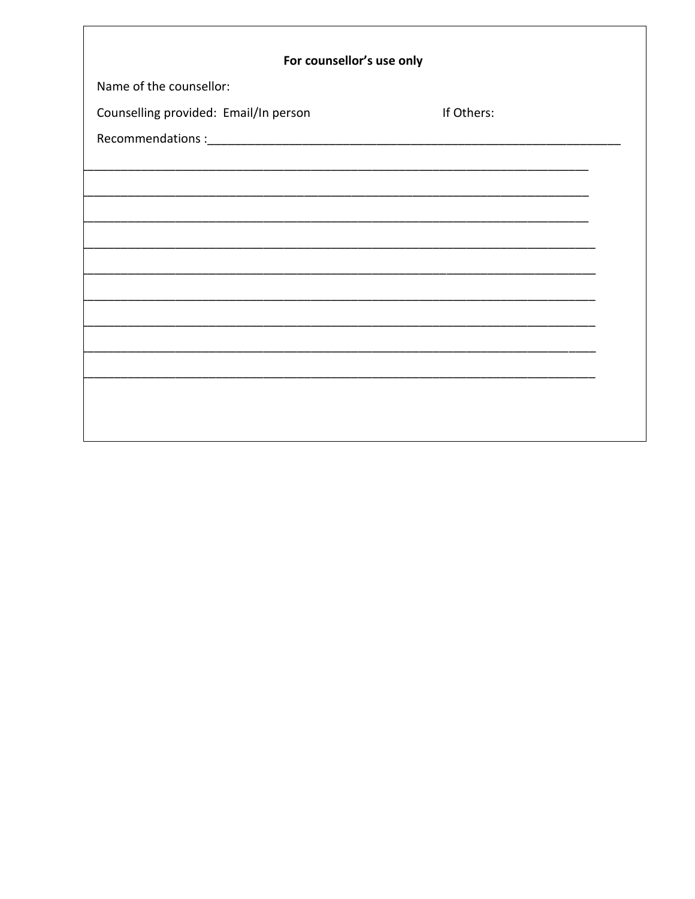**For counsellor's use only**

Name of the counsellor:

Counselling provided: Email/In person If Others:

Recommendations :_______________________________________________________________

_____________________________________________________________________________

_____________________________________________________________________________

_____________________________________________________________________________

_____________________________________________________________________________

_____________________________________________________________________________

_____________________________________________________________________________

_____________________________________________________________________________

_____________________________________________________________________________

_____________________________________________________________________________